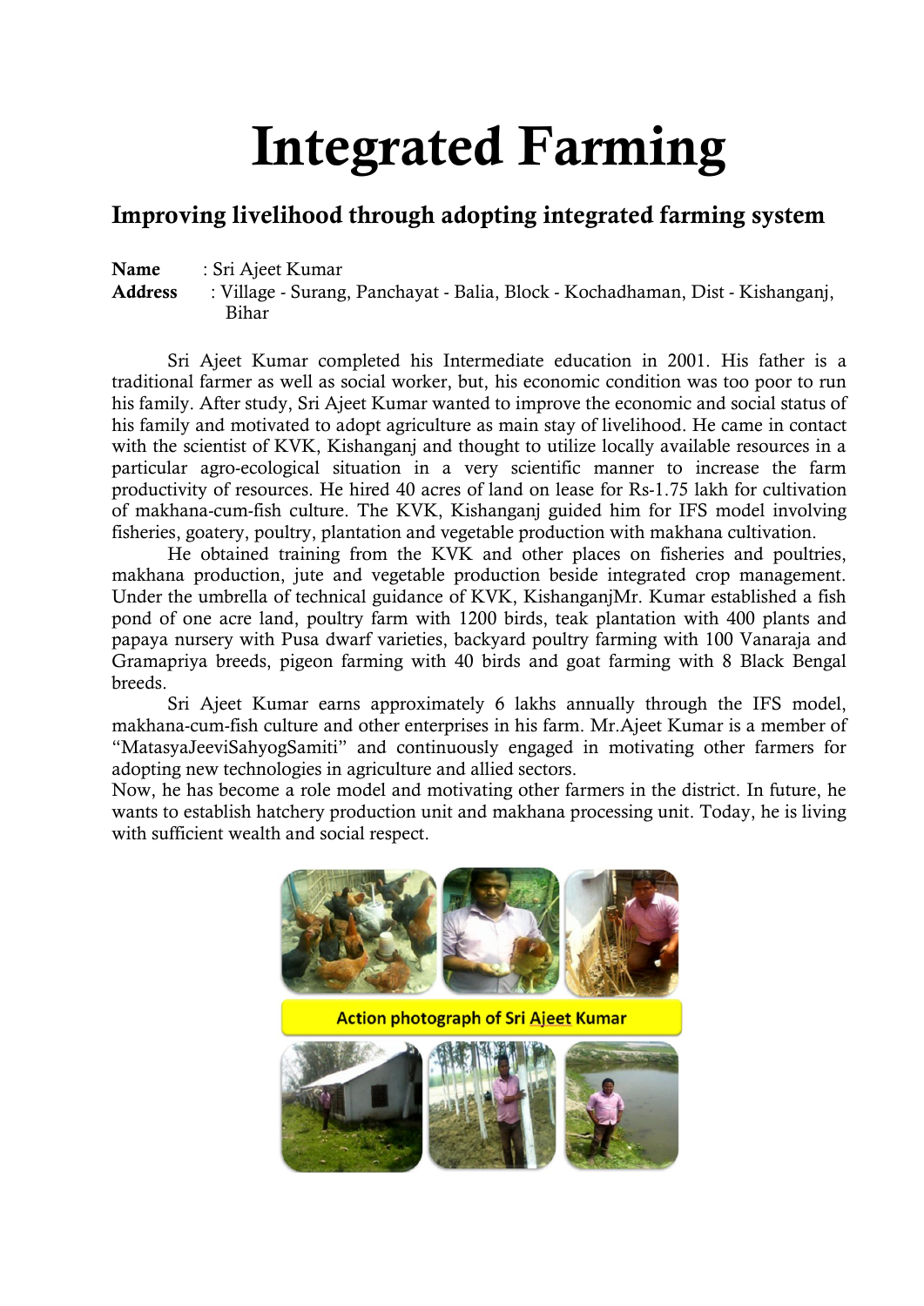# Integrated Farming

## Improving livelihood through adopting integrated farming system

**Name** : Sri Ajeet Kumar
**Address** : Village - Surang, Panchayat - Balia, Block - Kochadhaman, Dist - Kishanganj, Bihar

Sri Ajeet Kumar completed his Intermediate education in 2001. His father is a traditional farmer as well as social worker, but, his economic condition was too poor to run his family. After study, Sri Ajeet Kumar wanted to improve the economic and social status of his family and motivated to adopt agriculture as main stay of livelihood. He came in contact with the scientist of KVK, Kishanganj and thought to utilize locally available resources in a particular agro-ecological situation in a very scientific manner to increase the farm productivity of resources. He hired 40 acres of land on lease for Rs-1.75 lakh for cultivation of makhana-cum-fish culture. The KVK, Kishanganj guided him for IFS model involving fisheries, goatery, poultry, plantation and vegetable production with makhana cultivation.

He obtained training from the KVK and other places on fisheries and poultries, makhana production, jute and vegetable production beside integrated crop management. Under the umbrella of technical guidance of KVK, KishanganjMr. Kumar established a fish pond of one acre land, poultry farm with 1200 birds, teak plantation with 400 plants and papaya nursery with Pusa dwarf varieties, backyard poultry farming with 100 Vanaraja and Gramapriya breeds, pigeon farming with 40 birds and goat farming with 8 Black Bengal breeds.

Sri Ajeet Kumar earns approximately 6 lakhs annually through the IFS model, makhana-cum-fish culture and other enterprises in his farm. Mr.Ajeet Kumar is a member of "MatasyaJeeviSahyogSamiti" and continuously engaged in motivating other farmers for adopting new technologies in agriculture and allied sectors.

Now, he has become a role model and motivating other farmers in the district. In future, he wants to establish hatchery production unit and makhana processing unit. Today, he is living with sufficient wealth and social respect.

Action photograph of Sri Ajeet Kumar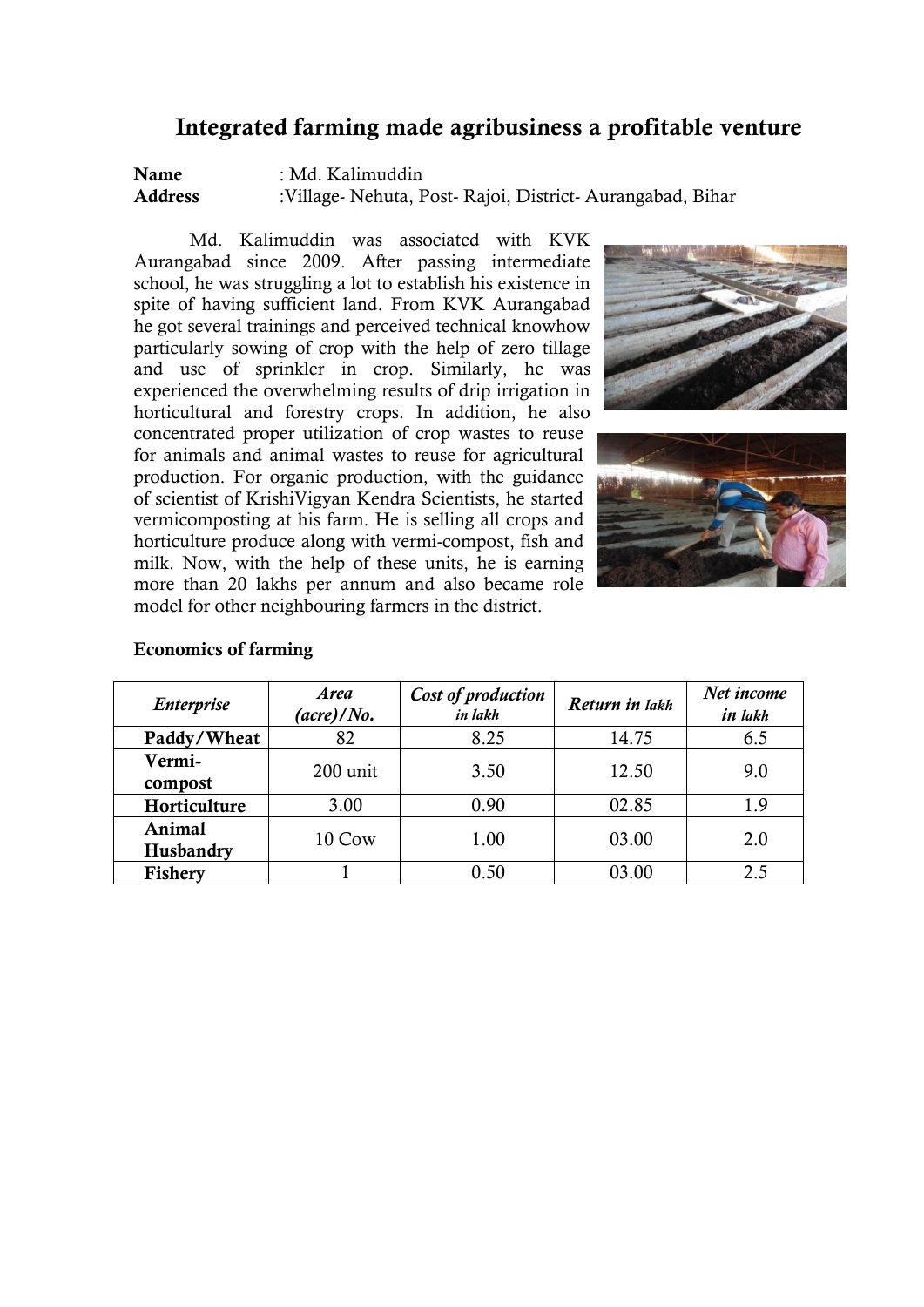# Integrated farming made agribusiness a profitable venture

**Name** : Md. Kalimuddin
**Address** :Village- Nehuta, Post- Rajoi, District- Aurangabad, Bihar

Md. Kalimuddin was associated with KVK Aurangabad since 2009. After passing intermediate school, he was struggling a lot to establish his existence in spite of having sufficient land. From KVK Aurangabad he got several trainings and perceived technical knowhow particularly sowing of crop with the help of zero tillage and use of sprinkler in crop. Similarly, he was experienced the overwhelming results of drip irrigation in horticultural and forestry crops. In addition, he also concentrated proper utilization of crop wastes to reuse for animals and animal wastes to reuse for agricultural production. For organic production, with the guidance of scientist of KrishiVigyan Kendra Scientists, he started vermicomposting at his farm. He is selling all crops and horticulture produce along with vermi-compost, fish and milk. Now, with the help of these units, he is earning more than 20 lakhs per annum and also became role model for other neighbouring farmers in the district.

**Economics of farming**

| *Enterprise* | *Area (acre)/No.* | *Cost of production in lakh* | *Return in lakh* | *Net income in lakh* |
|---|---|---|---|---|
| **Paddy/Wheat** | 82 | 8.25 | 14.75 | 6.5 |
| **Vermi-compost** | 200 unit | 3.50 | 12.50 | 9.0 |
| **Horticulture** | 3.00 | 0.90 | 02.85 | 1.9 |
| **Animal Husbandry** | 10 Cow | 1.00 | 03.00 | 2.0 |
| **Fishery** | 1 | 0.50 | 03.00 | 2.5 |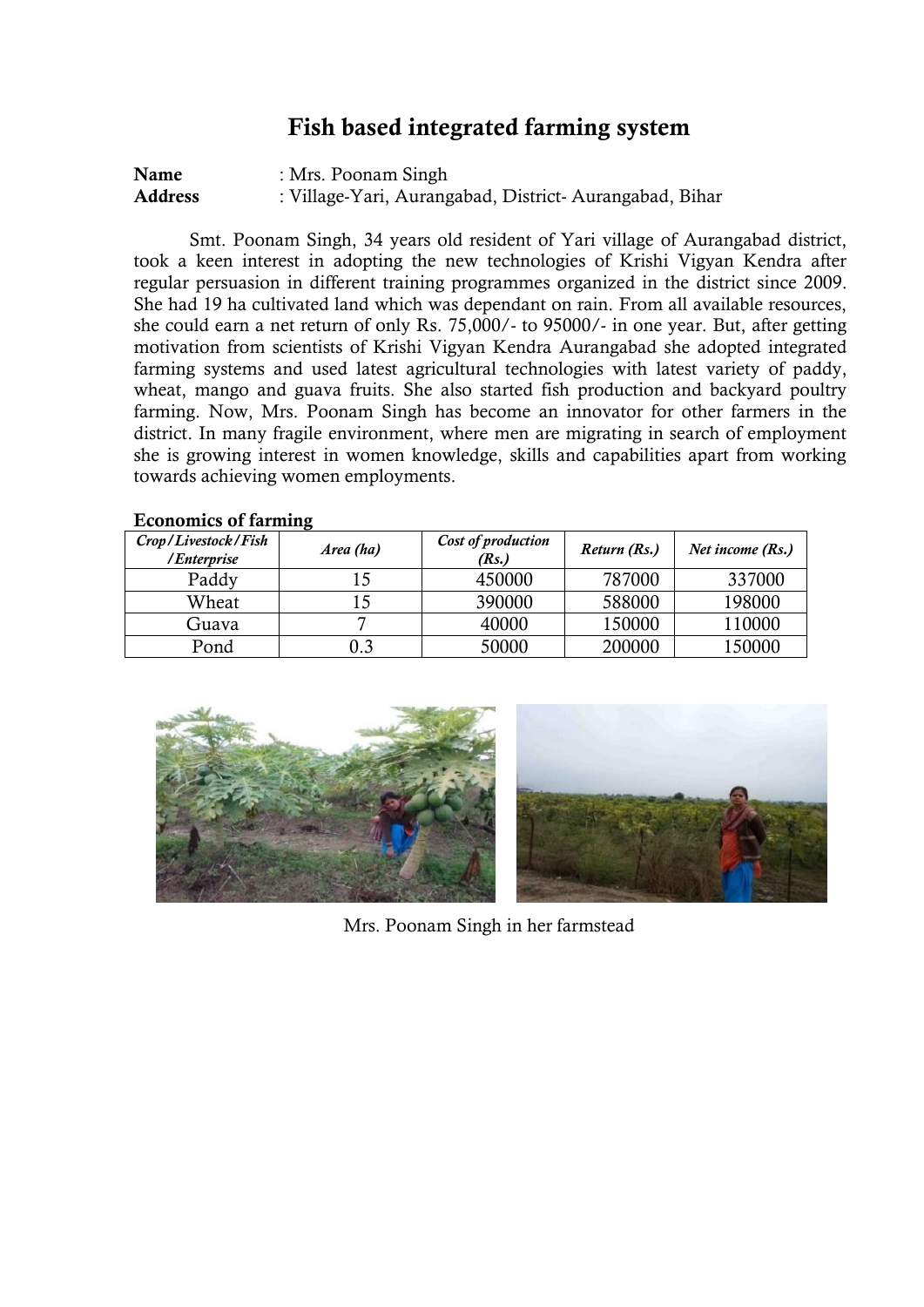# Fish based integrated farming system

**Name** : Mrs. Poonam Singh
**Address** : Village-Yari, Aurangabad, District- Aurangabad, Bihar

Smt. Poonam Singh, 34 years old resident of Yari village of Aurangabad district, took a keen interest in adopting the new technologies of Krishi Vigyan Kendra after regular persuasion in different training programmes organized in the district since 2009. She had 19 ha cultivated land which was dependant on rain. From all available resources, she could earn a net return of only Rs. 75,000/- to 95000/- in one year. But, after getting motivation from scientists of Krishi Vigyan Kendra Aurangabad she adopted integrated farming systems and used latest agricultural technologies with latest variety of paddy, wheat, mango and guava fruits. She also started fish production and backyard poultry farming. Now, Mrs. Poonam Singh has become an innovator for other farmers in the district. In many fragile environment, where men are migrating in search of employment she is growing interest in women knowledge, skills and capabilities apart from working towards achieving women employments.

**Economics of farming**

| *Crop/Livestock/Fish /Enterprise* | *Area (ha)* | *Cost of production (Rs.)* | *Return (Rs.)* | *Net income (Rs.)* |
|---|---|---|---|---|
| Paddy | 15 | 450000 | 787000 | 337000 |
| Wheat | 15 | 390000 | 588000 | 198000 |
| Guava | 7 | 40000 | 150000 | 110000 |
| Pond | 0.3 | 50000 | 200000 | 150000 |

Mrs. Poonam Singh in her farmstead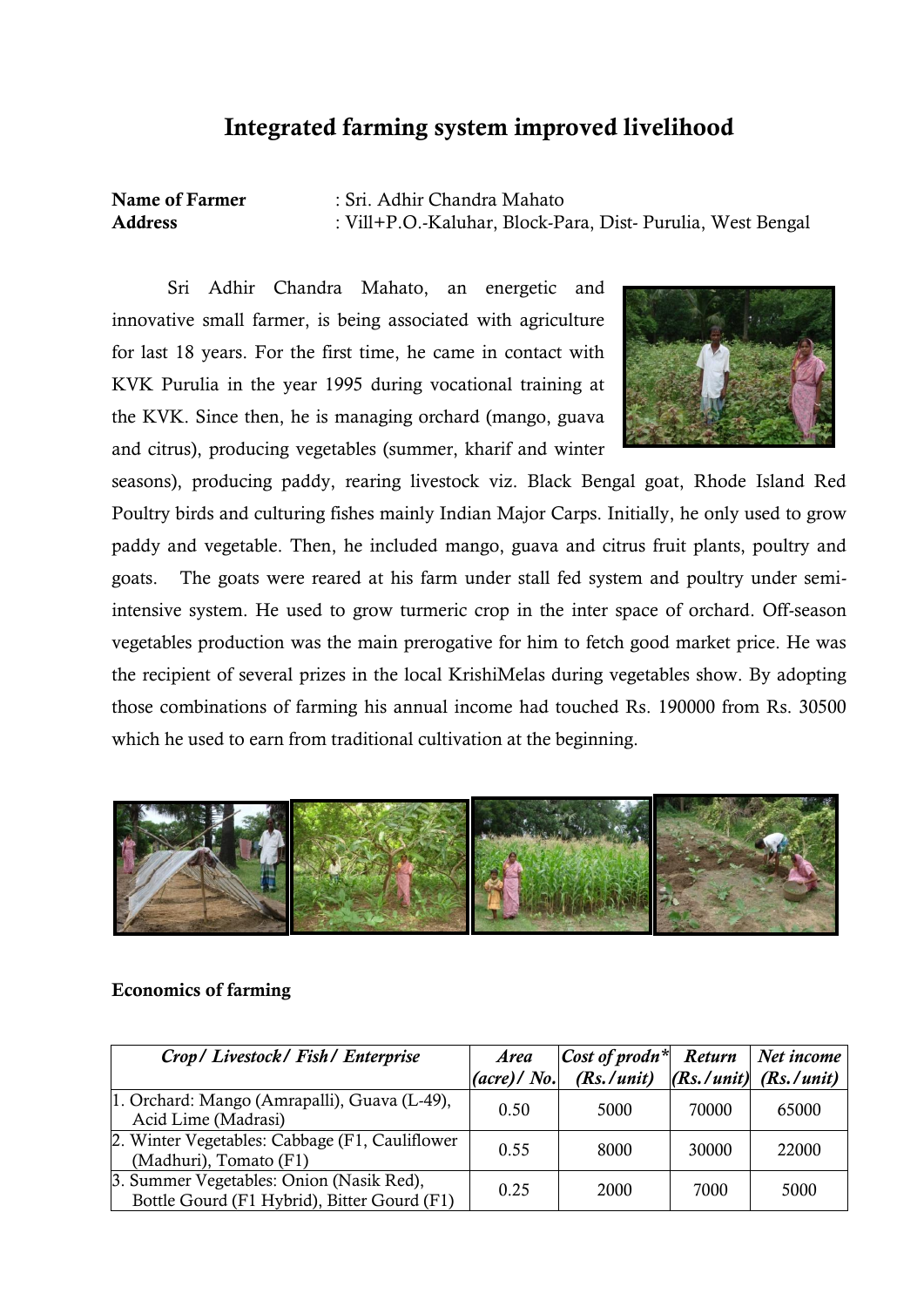# Integrated farming system improved livelihood

**Name of Farmer** : Sri. Adhir Chandra Mahato
**Address** : Vill+P.O.-Kaluhar, Block-Para, Dist- Purulia, West Bengal

Sri Adhir Chandra Mahato, an energetic and innovative small farmer, is being associated with agriculture for last 18 years. For the first time, he came in contact with KVK Purulia in the year 1995 during vocational training at the KVK. Since then, he is managing orchard (mango, guava and citrus), producing vegetables (summer, kharif and winter seasons), producing paddy, rearing livestock viz. Black Bengal goat, Rhode Island Red Poultry birds and culturing fishes mainly Indian Major Carps. Initially, he only used to grow paddy and vegetable. Then, he included mango, guava and citrus fruit plants, poultry and goats. The goats were reared at his farm under stall fed system and poultry under semi-intensive system. He used to grow turmeric crop in the inter space of orchard. Off-season vegetables production was the main prerogative for him to fetch good market price. He was the recipient of several prizes in the local KrishiMelas during vegetables show. By adopting those combinations of farming his annual income had touched Rs. 190000 from Rs. 30500 which he used to earn from traditional cultivation at the beginning.

**Economics of farming**

| *Crop/ Livestock/ Fish/ Enterprise* | *Area (acre)/ No.* | *Cost of prodn\* (Rs./unit)* | *Return (Rs./unit)* | *Net income (Rs./unit)* |
|---|---|---|---|---|
| 1. Orchard: Mango (Amrapalli), Guava (L-49), Acid Lime (Madrasi) | 0.50 | 5000 | 70000 | 65000 |
| 2. Winter Vegetables: Cabbage (F1, Cauliflower (Madhuri), Tomato (F1) | 0.55 | 8000 | 30000 | 22000 |
| 3. Summer Vegetables: Onion (Nasik Red), Bottle Gourd (F1 Hybrid), Bitter Gourd (F1) | 0.25 | 2000 | 7000 | 5000 |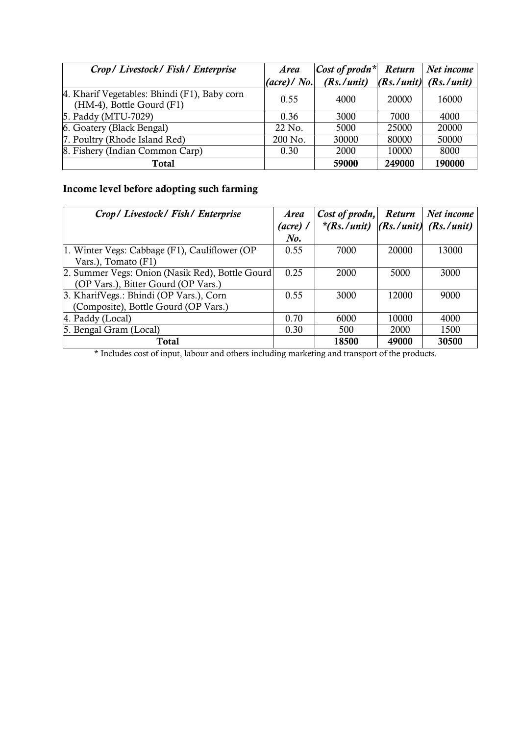| *Crop/ Livestock/ Fish/ Enterprise* | *Area (acre)/ No.* | *Cost of prodn\* (Rs./unit)* | *Return (Rs./unit)* | *Net income (Rs./unit)* |
|---|---|---|---|---|
| 4. Kharif Vegetables: Bhindi (F1), Baby corn (HM-4), Bottle Gourd (F1) | 0.55 | 4000 | 20000 | 16000 |
| 5. Paddy (MTU-7029) | 0.36 | 3000 | 7000 | 4000 |
| 6. Goatery (Black Bengal) | 22 No. | 5000 | 25000 | 20000 |
| 7. Poultry (Rhode Island Red) | 200 No. | 30000 | 80000 | 50000 |
| 8. Fishery (Indian Common Carp) | 0.30 | 2000 | 10000 | 8000 |
| **Total** | | **59000** | **249000** | **190000** |

## Income level before adopting such farming

| *Crop/ Livestock/ Fish/ Enterprise* | *Area (acre) / No.* | *Cost of prodn, \*(Rs./unit)* | *Return (Rs./unit)* | *Net income (Rs./unit)* |
|---|---|---|---|---|
| 1. Winter Vegs: Cabbage (F1), Cauliflower (OP Vars.), Tomato (F1) | 0.55 | 7000 | 20000 | 13000 |
| 2. Summer Vegs: Onion (Nasik Red), Bottle Gourd (OP Vars.), Bitter Gourd (OP Vars.) | 0.25 | 2000 | 5000 | 3000 |
| 3. KharifVegs.: Bhindi (OP Vars.), Corn (Composite), Bottle Gourd (OP Vars.) | 0.55 | 3000 | 12000 | 9000 |
| 4. Paddy (Local) | 0.70 | 6000 | 10000 | 4000 |
| 5. Bengal Gram (Local) | 0.30 | 500 | 2000 | 1500 |
| **Total** | | **18500** | **49000** | **30500** |

\* Includes cost of input, labour and others including marketing and transport of the products.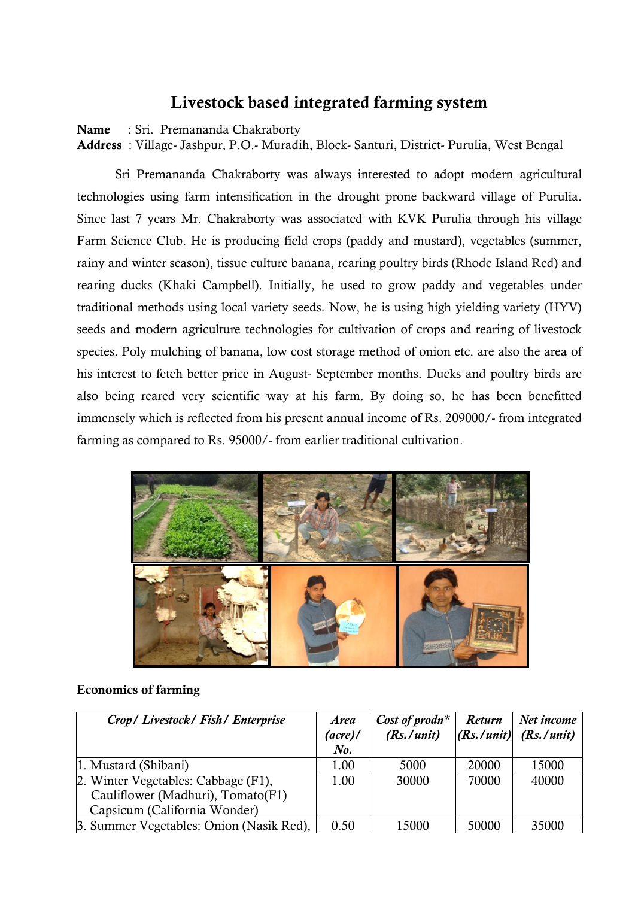# Livestock based integrated farming system

**Name** : Sri. Premananda Chakraborty
**Address** : Village- Jashpur, P.O.- Muradih, Block- Santuri, District- Purulia, West Bengal

Sri Premananda Chakraborty was always interested to adopt modern agricultural technologies using farm intensification in the drought prone backward village of Purulia. Since last 7 years Mr. Chakraborty was associated with KVK Purulia through his village Farm Science Club. He is producing field crops (paddy and mustard), vegetables (summer, rainy and winter season), tissue culture banana, rearing poultry birds (Rhode Island Red) and rearing ducks (Khaki Campbell). Initially, he used to grow paddy and vegetables under traditional methods using local variety seeds. Now, he is using high yielding variety (HYV) seeds and modern agriculture technologies for cultivation of crops and rearing of livestock species. Poly mulching of banana, low cost storage method of onion etc. are also the area of his interest to fetch better price in August- September months. Ducks and poultry birds are also being reared very scientific way at his farm. By doing so, he has been benefitted immensely which is reflected from his present annual income of Rs. 209000/- from integrated farming as compared to Rs. 95000/- from earlier traditional cultivation.

**Economics of farming**

| *Crop/ Livestock/ Fish/ Enterprise* | *Area (acre)/ No.* | *Cost of prodn\* (Rs./unit)* | *Return (Rs./unit)* | *Net income (Rs./unit)* |
|---|---|---|---|---|
| 1. Mustard (Shibani) | 1.00 | 5000 | 20000 | 15000 |
| 2. Winter Vegetables: Cabbage (F1), Cauliflower (Madhuri), Tomato(F1) Capsicum (California Wonder) | 1.00 | 30000 | 70000 | 40000 |
| 3. Summer Vegetables: Onion (Nasik Red), | 0.50 | 15000 | 50000 | 35000 |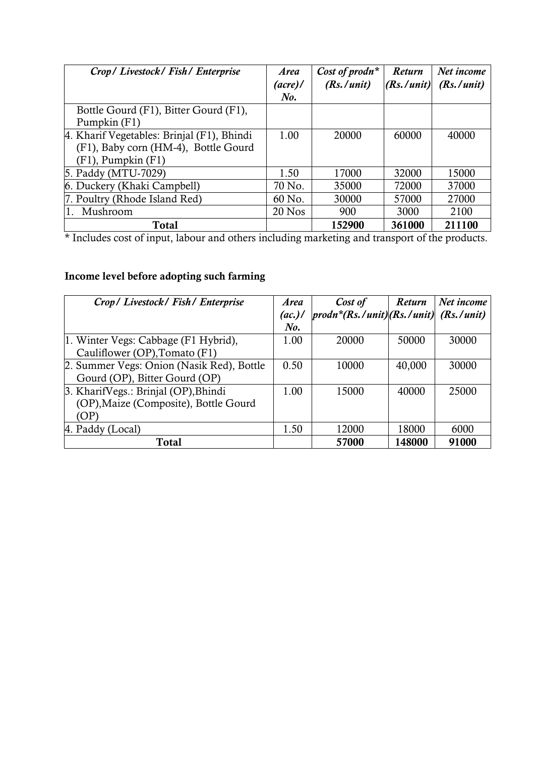| *Crop/ Livestock/ Fish/ Enterprise* | *Area (acre)/ No.* | *Cost of prodn\* (Rs./unit)* | *Return (Rs./unit)* | *Net income (Rs./unit)* |
|---|---|---|---|---|
| Bottle Gourd (F1), Bitter Gourd (F1), Pumpkin (F1) | | | | |
| 4. Kharif Vegetables: Brinjal (F1), Bhindi (F1), Baby corn (HM-4), Bottle Gourd (F1), Pumpkin (F1) | 1.00 | 20000 | 60000 | 40000 |
| 5. Paddy (MTU-7029) | 1.50 | 17000 | 32000 | 15000 |
| 6. Duckery (Khaki Campbell) | 70 No. | 35000 | 72000 | 37000 |
| 7. Poultry (Rhode Island Red) | 60 No. | 30000 | 57000 | 27000 |
| 1. Mushroom | 20 Nos | 900 | 3000 | 2100 |
| **Total** | | **152900** | **361000** | **211100** |

* Includes cost of input, labour and others including marketing and transport of the products.

**Income level before adopting such farming**

| *Crop/ Livestock/ Fish/ Enterprise* | *Area (ac.)/ No.* | *Cost of prodn\*(Rs./unit)* | *Return (Rs./unit)* | *Net income (Rs./unit)* |
|---|---|---|---|---|
| 1. Winter Vegs: Cabbage (F1 Hybrid), Cauliflower (OP),Tomato (F1) | 1.00 | 20000 | 50000 | 30000 |
| 2. Summer Vegs: Onion (Nasik Red), Bottle Gourd (OP), Bitter Gourd (OP) | 0.50 | 10000 | 40,000 | 30000 |
| 3. KharifVegs.: Brinjal (OP),Bhindi (OP),Maize (Composite), Bottle Gourd (OP) | 1.00 | 15000 | 40000 | 25000 |
| 4. Paddy (Local) | 1.50 | 12000 | 18000 | 6000 |
| **Total** | | **57000** | **148000** | **91000** |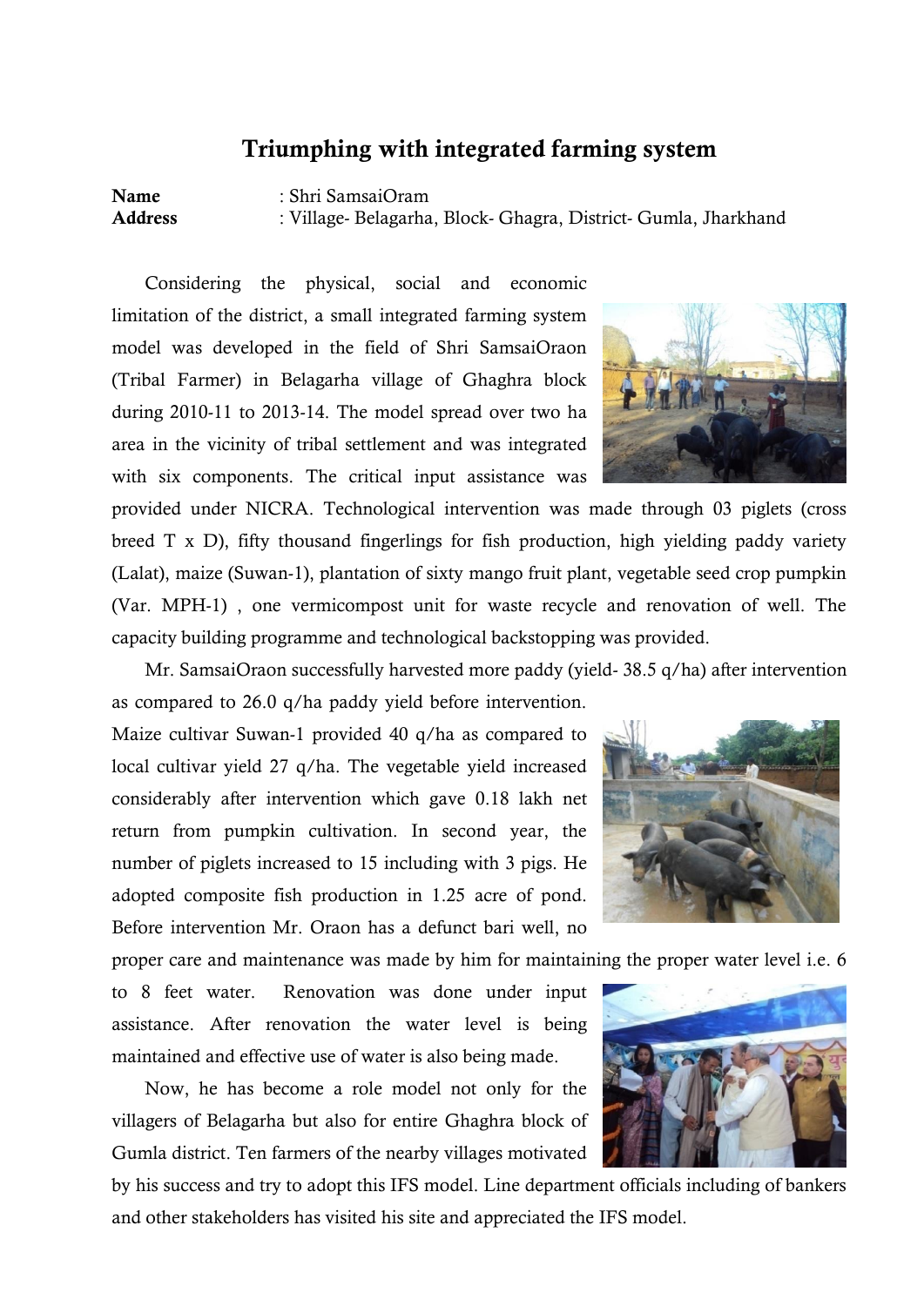# Triumphing with integrated farming system

**Name** : Shri SamsaiOram
**Address** : Village- Belagarha, Block- Ghagra, District- Gumla, Jharkhand

Considering the physical, social and economic limitation of the district, a small integrated farming system model was developed in the field of Shri SamsaiOraon (Tribal Farmer) in Belagarha village of Ghaghra block during 2010-11 to 2013-14. The model spread over two ha area in the vicinity of tribal settlement and was integrated with six components. The critical input assistance was provided under NICRA. Technological intervention was made through 03 piglets (cross breed T x D), fifty thousand fingerlings for fish production, high yielding paddy variety (Lalat), maize (Suwan-1), plantation of sixty mango fruit plant, vegetable seed crop pumpkin (Var. MPH-1) , one vermicompost unit for waste recycle and renovation of well. The capacity building programme and technological backstopping was provided.

Mr. SamsaiOraon successfully harvested more paddy (yield- 38.5 q/ha) after intervention as compared to 26.0 q/ha paddy yield before intervention. Maize cultivar Suwan-1 provided 40 q/ha as compared to local cultivar yield 27 q/ha. The vegetable yield increased considerably after intervention which gave 0.18 lakh net return from pumpkin cultivation. In second year, the number of piglets increased to 15 including with 3 pigs. He adopted composite fish production in 1.25 acre of pond. Before intervention Mr. Oraon has a defunct bari well, no proper care and maintenance was made by him for maintaining the proper water level i.e. 6 to 8 feet water. Renovation was done under input assistance. After renovation the water level is being maintained and effective use of water is also being made.

Now, he has become a role model not only for the villagers of Belagarha but also for entire Ghaghra block of Gumla district. Ten farmers of the nearby villages motivated by his success and try to adopt this IFS model. Line department officials including of bankers and other stakeholders has visited his site and appreciated the IFS model.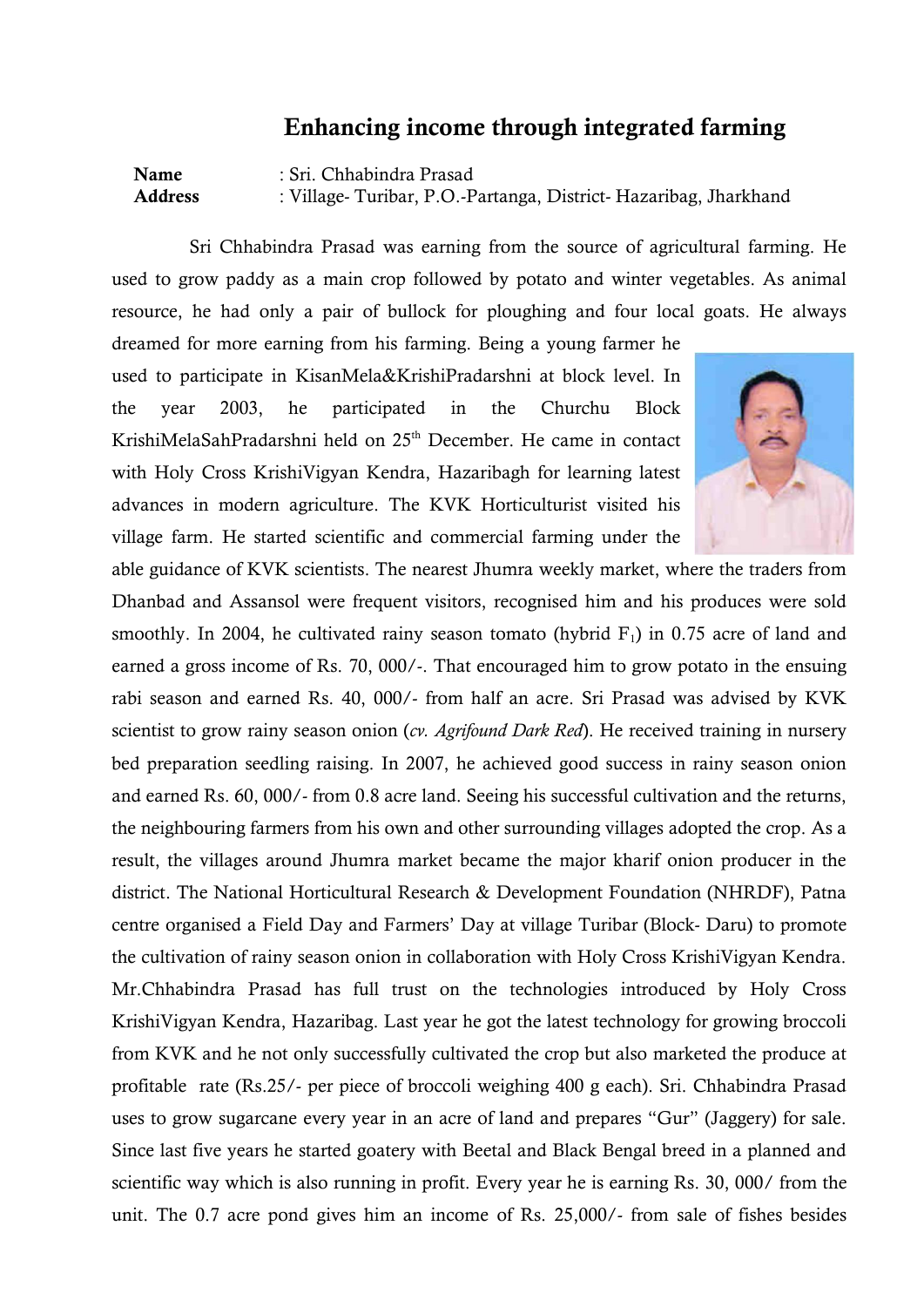## Enhancing income through integrated farming

**Name** : Sri. Chhabindra Prasad
**Address** : Village- Turibar, P.O.-Partanga, District- Hazaribag, Jharkhand

Sri Chhabindra Prasad was earning from the source of agricultural farming. He used to grow paddy as a main crop followed by potato and winter vegetables. As animal resource, he had only a pair of bullock for ploughing and four local goats. He always dreamed for more earning from his farming. Being a young farmer he used to participate in KisanMela&KrishiPradarshni at block level. In the year 2003, he participated in the Churchu Block KrishiMelaSahPradarshni held on 25th December. He came in contact with Holy Cross KrishiVigyan Kendra, Hazaribagh for learning latest advances in modern agriculture. The KVK Horticulturist visited his village farm. He started scientific and commercial farming under the able guidance of KVK scientists. The nearest Jhumra weekly market, where the traders from Dhanbad and Assansol were frequent visitors, recognised him and his produces were sold smoothly. In 2004, he cultivated rainy season tomato (hybrid $F_1$) in 0.75 acre of land and earned a gross income of Rs. 70, 000/-. That encouraged him to grow potato in the ensuing rabi season and earned Rs. 40, 000/- from half an acre. Sri Prasad was advised by KVK scientist to grow rainy season onion (*cv. Agrifound Dark Red*). He received training in nursery bed preparation seedling raising. In 2007, he achieved good success in rainy season onion and earned Rs. 60, 000/- from 0.8 acre land. Seeing his successful cultivation and the returns, the neighbouring farmers from his own and other surrounding villages adopted the crop. As a result, the villages around Jhumra market became the major kharif onion producer in the district. The National Horticultural Research & Development Foundation (NHRDF), Patna centre organised a Field Day and Farmers' Day at village Turibar (Block- Daru) to promote the cultivation of rainy season onion in collaboration with Holy Cross KrishiVigyan Kendra. Mr.Chhabindra Prasad has full trust on the technologies introduced by Holy Cross KrishiVigyan Kendra, Hazaribag. Last year he got the latest technology for growing broccoli from KVK and he not only successfully cultivated the crop but also marketed the produce at profitable rate (Rs.25/- per piece of broccoli weighing 400 g each). Sri. Chhabindra Prasad uses to grow sugarcane every year in an acre of land and prepares "Gur" (Jaggery) for sale. Since last five years he started goatery with Beetal and Black Bengal breed in a planned and scientific way which is also running in profit. Every year he is earning Rs. 30, 000/ from the unit. The 0.7 acre pond gives him an income of Rs. 25,000/- from sale of fishes besides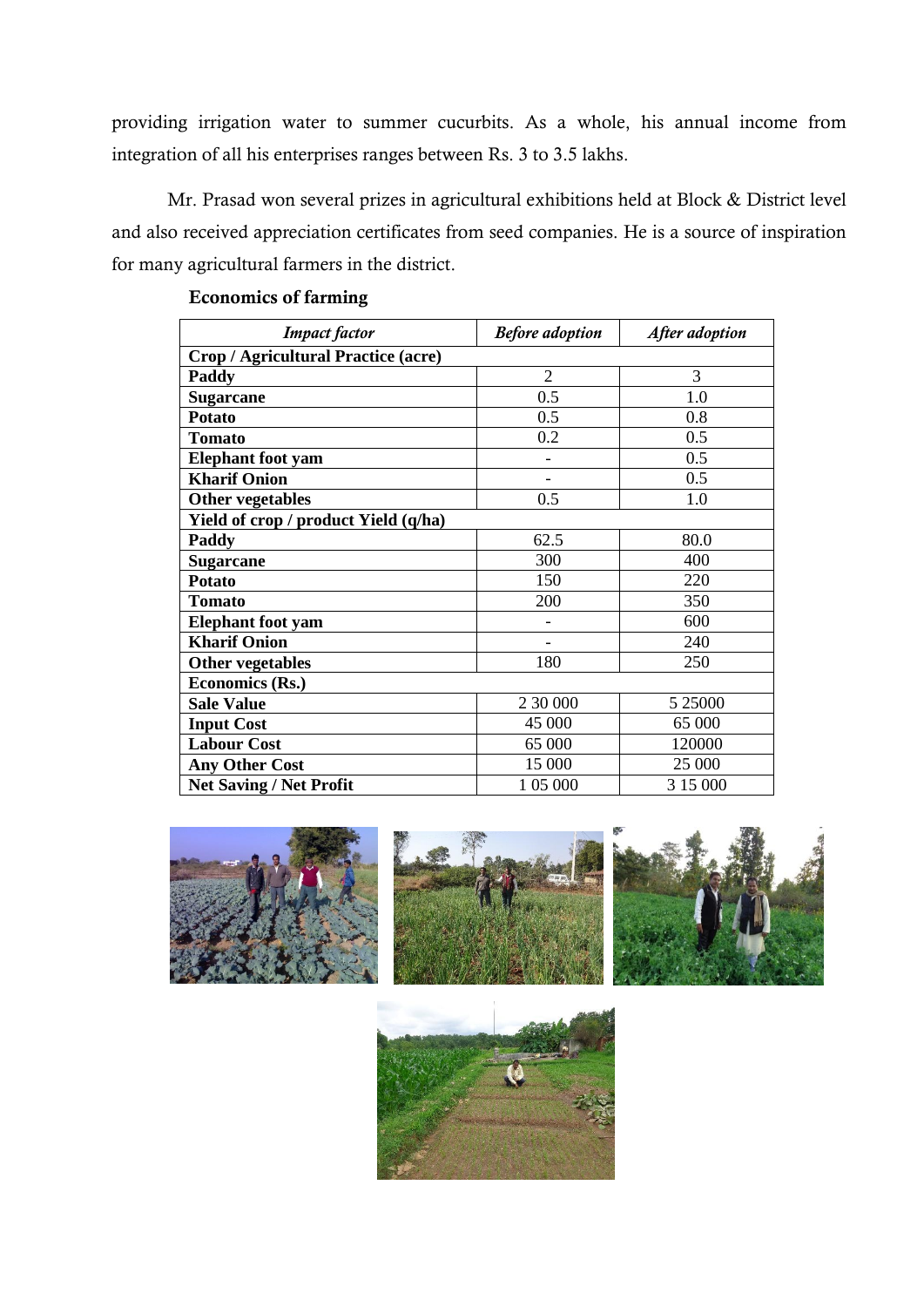providing irrigation water to summer cucurbits. As a whole, his annual income from integration of all his enterprises ranges between Rs. 3 to 3.5 lakhs.

Mr. Prasad won several prizes in agricultural exhibitions held at Block & District level and also received appreciation certificates from seed companies. He is a source of inspiration for many agricultural farmers in the district.

**Economics of farming**

| *Impact factor* | *Before adoption* | *After adoption* |
|---|---|---|
| **Crop / Agricultural Practice (acre)** | | |
| **Paddy** | 2 | 3 |
| **Sugarcane** | 0.5 | 1.0 |
| **Potato** | 0.5 | 0.8 |
| **Tomato** | 0.2 | 0.5 |
| **Elephant foot yam** | - | 0.5 |
| **Kharif Onion** | - | 0.5 |
| **Other vegetables** | 0.5 | 1.0 |
| **Yield of crop / product Yield (q/ha)** | | |
| **Paddy** | 62.5 | 80.0 |
| **Sugarcane** | 300 | 400 |
| **Potato** | 150 | 220 |
| **Tomato** | 200 | 350 |
| **Elephant foot yam** | - | 600 |
| **Kharif Onion** | - | 240 |
| **Other vegetables** | 180 | 250 |
| **Economics (Rs.)** | | |
| **Sale Value** | 2 30 000 | 5 25000 |
| **Input Cost** | 45 000 | 65 000 |
| **Labour Cost** | 65 000 | 120000 |
| **Any Other Cost** | 15 000 | 25 000 |
| **Net Saving / Net Profit** | 1 05 000 | 3 15 000 |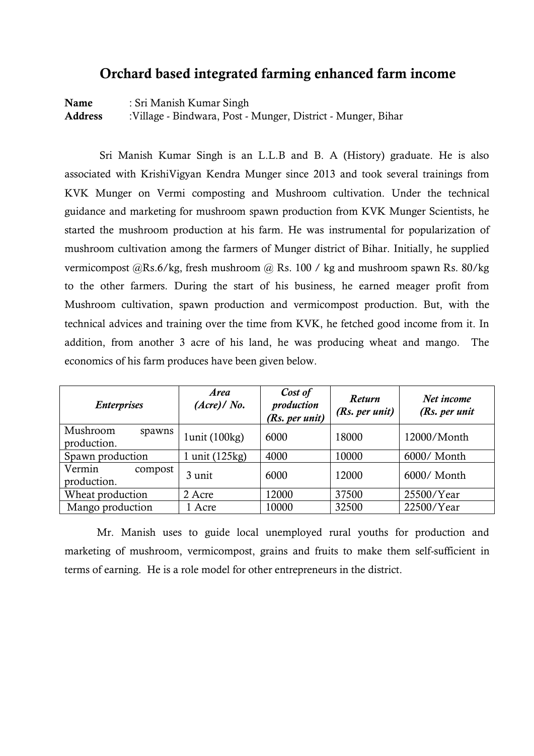# Orchard based integrated farming enhanced farm income

**Name** : Sri Manish Kumar Singh
**Address** :Village - Bindwara, Post - Munger, District - Munger, Bihar

Sri Manish Kumar Singh is an L.L.B and B. A (History) graduate. He is also associated with KrishiVigyan Kendra Munger since 2013 and took several trainings from KVK Munger on Vermi composting and Mushroom cultivation. Under the technical guidance and marketing for mushroom spawn production from KVK Munger Scientists, he started the mushroom production at his farm. He was instrumental for popularization of mushroom cultivation among the farmers of Munger district of Bihar. Initially, he supplied vermicompost @Rs.6/kg, fresh mushroom @ Rs. 100 / kg and mushroom spawn Rs. 80/kg to the other farmers. During the start of his business, he earned meager profit from Mushroom cultivation, spawn production and vermicompost production. But, with the technical advices and training over the time from KVK, he fetched good income from it. In addition, from another 3 acre of his land, he was producing wheat and mango. The economics of his farm produces have been given below.

| *Enterprises* | *Area (Acre)/ No.* | *Cost of production (Rs. per unit)* | *Return (Rs. per unit)* | *Net income (Rs. per unit* |
|---|---|---|---|---|
| Mushroom spawns production. | 1unit (100kg) | 6000 | 18000 | 12000/Month |
| Spawn production | 1 unit (125kg) | 4000 | 10000 | 6000/ Month |
| Vermin compost production. | 3 unit | 6000 | 12000 | 6000/ Month |
| Wheat production | 2 Acre | 12000 | 37500 | 25500/Year |
| Mango production | 1 Acre | 10000 | 32500 | 22500/Year |

Mr. Manish uses to guide local unemployed rural youths for production and marketing of mushroom, vermicompost, grains and fruits to make them self-sufficient in terms of earning. He is a role model for other entrepreneurs in the district.